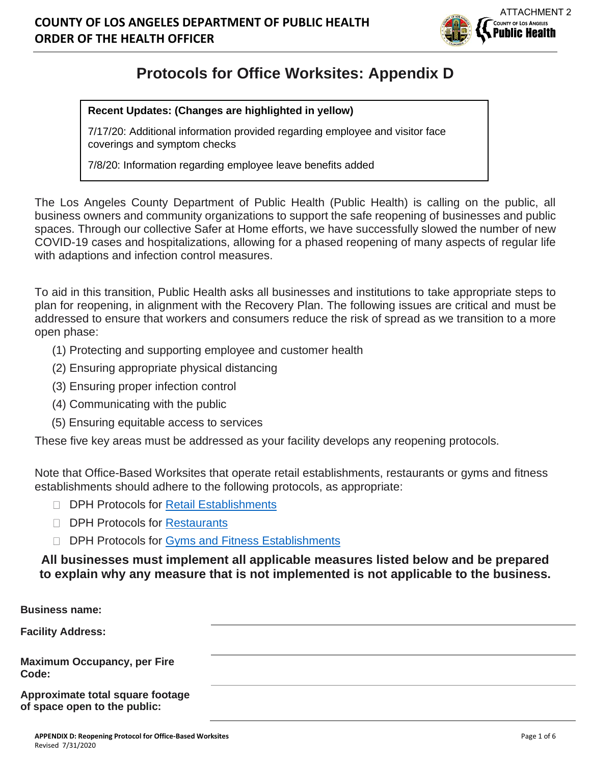ATTACHMENT 2

**COUNTY OF LOS ANGELES DEPARTMENT OF PUBLIC HEALTH**
**ORDER OF THE HEALTH OFFICER**

# Protocols for Office Worksites: Appendix D

**Recent Updates: (Changes are highlighted in yellow)**

7/17/20: Additional information provided regarding employee and visitor face coverings and symptom checks

7/8/20: Information regarding employee leave benefits added

The Los Angeles County Department of Public Health (Public Health) is calling on the public, all business owners and community organizations to support the safe reopening of businesses and public spaces. Through our collective Safer at Home efforts, we have successfully slowed the number of new COVID-19 cases and hospitalizations, allowing for a phased reopening of many aspects of regular life with adaptions and infection control measures.

To aid in this transition, Public Health asks all businesses and institutions to take appropriate steps to plan for reopening, in alignment with the Recovery Plan. The following issues are critical and must be addressed to ensure that workers and consumers reduce the risk of spread as we transition to a more open phase:

(1) Protecting and supporting employee and customer health
(2) Ensuring appropriate physical distancing
(3) Ensuring proper infection control
(4) Communicating with the public
(5) Ensuring equitable access to services

These five key areas must be addressed as your facility develops any reopening protocols.

Note that Office-Based Worksites that operate retail establishments, restaurants or gyms and fitness establishments should adhere to the following protocols, as appropriate:

- ☐ DPH Protocols for Retail Establishments
- ☐ DPH Protocols for Restaurants
- ☐ DPH Protocols for Gyms and Fitness Establishments

**All businesses must implement all applicable measures listed below and be prepared to explain why any measure that is not implemented is not applicable to the business.**

**Business name:** \_\_\_\_\_\_\_\_\_\_\_\_\_\_\_\_\_\_\_\_

**Facility Address:** \_\_\_\_\_\_\_\_\_\_\_\_\_\_\_\_\_\_\_\_

**Maximum Occupancy, per Fire Code:** \_\_\_\_\_\_\_\_\_\_\_\_\_\_\_\_\_\_\_\_

**Approximate total square footage of space open to the public:** \_\_\_\_\_\_\_\_\_\_\_\_\_\_\_\_\_\_\_\_

APPENDIX D: Reopening Protocol for Office-Based Worksites
Revised 7/31/2020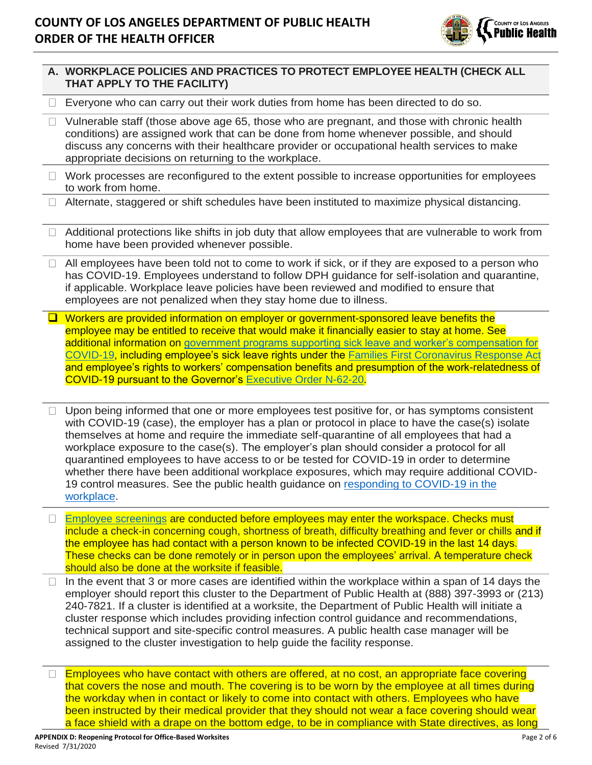## A. WORKPLACE POLICIES AND PRACTICES TO PROTECT EMPLOYEE HEALTH (CHECK ALL THAT APPLY TO THE FACILITY)

- ☐ Everyone who can carry out their work duties from home has been directed to do so.
- ☐ Vulnerable staff (those above age 65, those who are pregnant, and those with chronic health conditions) are assigned work that can be done from home whenever possible, and should discuss any concerns with their healthcare provider or occupational health services to make appropriate decisions on returning to the workplace.
- ☐ Work processes are reconfigured to the extent possible to increase opportunities for employees to work from home.
- ☐ Alternate, staggered or shift schedules have been instituted to maximize physical distancing.
- ☐ Additional protections like shifts in job duty that allow employees that are vulnerable to work from home have been provided whenever possible.
- ☐ All employees have been told not to come to work if sick, or if they are exposed to a person who has COVID-19. Employees understand to follow DPH guidance for self-isolation and quarantine, if applicable. Workplace leave policies have been reviewed and modified to ensure that employees are not penalized when they stay home due to illness.
- ☐ Workers are provided information on employer or government-sponsored leave benefits the employee may be entitled to receive that would make it financially easier to stay at home. See additional information on government programs supporting sick leave and worker's compensation for COVID-19, including employee's sick leave rights under the Families First Coronavirus Response Act and employee's rights to workers' compensation benefits and presumption of the work-relatedness of COVID-19 pursuant to the Governor's Executive Order N-62-20.
- ☐ Upon being informed that one or more employees test positive for, or has symptoms consistent with COVID-19 (case), the employer has a plan or protocol in place to have the case(s) isolate themselves at home and require the immediate self-quarantine of all employees that had a workplace exposure to the case(s). The employer's plan should consider a protocol for all quarantined employees to have access to or be tested for COVID-19 in order to determine whether there have been additional workplace exposures, which may require additional COVID-19 control measures. See the public health guidance on responding to COVID-19 in the workplace.
- ☐ Employee screenings are conducted before employees may enter the workspace. Checks must include a check-in concerning cough, shortness of breath, difficulty breathing and fever or chills and if the employee has had contact with a person known to be infected COVID-19 in the last 14 days. These checks can be done remotely or in person upon the employees' arrival. A temperature check should also be done at the worksite if feasible.
- ☐ In the event that 3 or more cases are identified within the workplace within a span of 14 days the employer should report this cluster to the Department of Public Health at (888) 397-3993 or (213) 240-7821. If a cluster is identified at a worksite, the Department of Public Health will initiate a cluster response which includes providing infection control guidance and recommendations, technical support and site-specific control measures. A public health case manager will be assigned to the cluster investigation to help guide the facility response.
- ☐ Employees who have contact with others are offered, at no cost, an appropriate face covering that covers the nose and mouth. The covering is to be worn by the employee at all times during the workday when in contact or likely to come into contact with others. Employees who have been instructed by their medical provider that they should not wear a face covering should wear a face shield with a drape on the bottom edge, to be in compliance with State directives, as long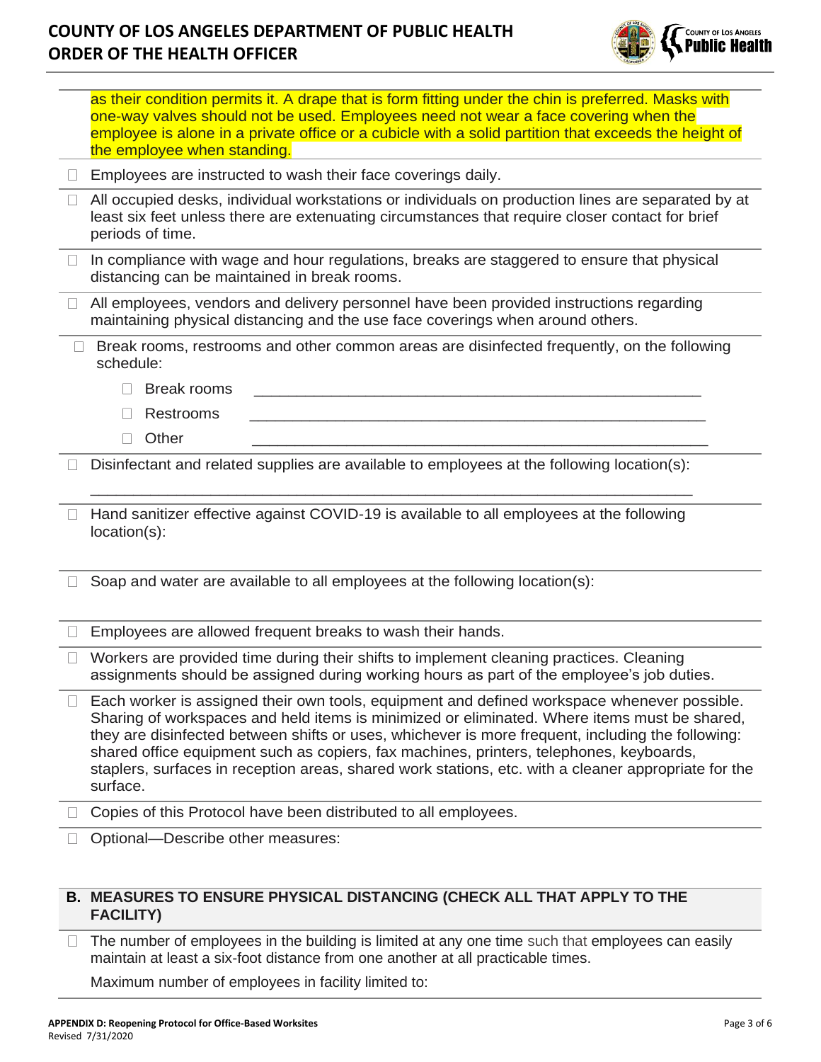as their condition permits it. A drape that is form fitting under the chin is preferred. Masks with one-way valves should not be used. Employees need not wear a face covering when the employee is alone in a private office or a cubicle with a solid partition that exceeds the height of the employee when standing.

- ☐ Employees are instructed to wash their face coverings daily.
- ☐ All occupied desks, individual workstations or individuals on production lines are separated by at least six feet unless there are extenuating circumstances that require closer contact for brief periods of time.
- ☐ In compliance with wage and hour regulations, breaks are staggered to ensure that physical distancing can be maintained in break rooms.
- ☐ All employees, vendors and delivery personnel have been provided instructions regarding maintaining physical distancing and the use face coverings when around others.
- ☐ Break rooms, restrooms and other common areas are disinfected frequently, on the following schedule:
  - ☐ Break rooms ____________________________________________
  - ☐ Restrooms ____________________________________________
  - ☐ Other ____________________________________________
- ☐ Disinfectant and related supplies are available to employees at the following location(s):

  ____________________________________________________________
- ☐ Hand sanitizer effective against COVID-19 is available to all employees at the following location(s):
- ☐ Soap and water are available to all employees at the following location(s):
- ☐ Employees are allowed frequent breaks to wash their hands.
- ☐ Workers are provided time during their shifts to implement cleaning practices. Cleaning assignments should be assigned during working hours as part of the employee's job duties.
- ☐ Each worker is assigned their own tools, equipment and defined workspace whenever possible. Sharing of workspaces and held items is minimized or eliminated. Where items must be shared, they are disinfected between shifts or uses, whichever is more frequent, including the following: shared office equipment such as copiers, fax machines, printers, telephones, keyboards, staplers, surfaces in reception areas, shared work stations, etc. with a cleaner appropriate for the surface.
- ☐ Copies of this Protocol have been distributed to all employees.
- ☐ Optional—Describe other measures:

## B. MEASURES TO ENSURE PHYSICAL DISTANCING (CHECK ALL THAT APPLY TO THE FACILITY)

- ☐ The number of employees in the building is limited at any one time such that employees can easily maintain at least a six-foot distance from one another at all practicable times.

  Maximum number of employees in facility limited to: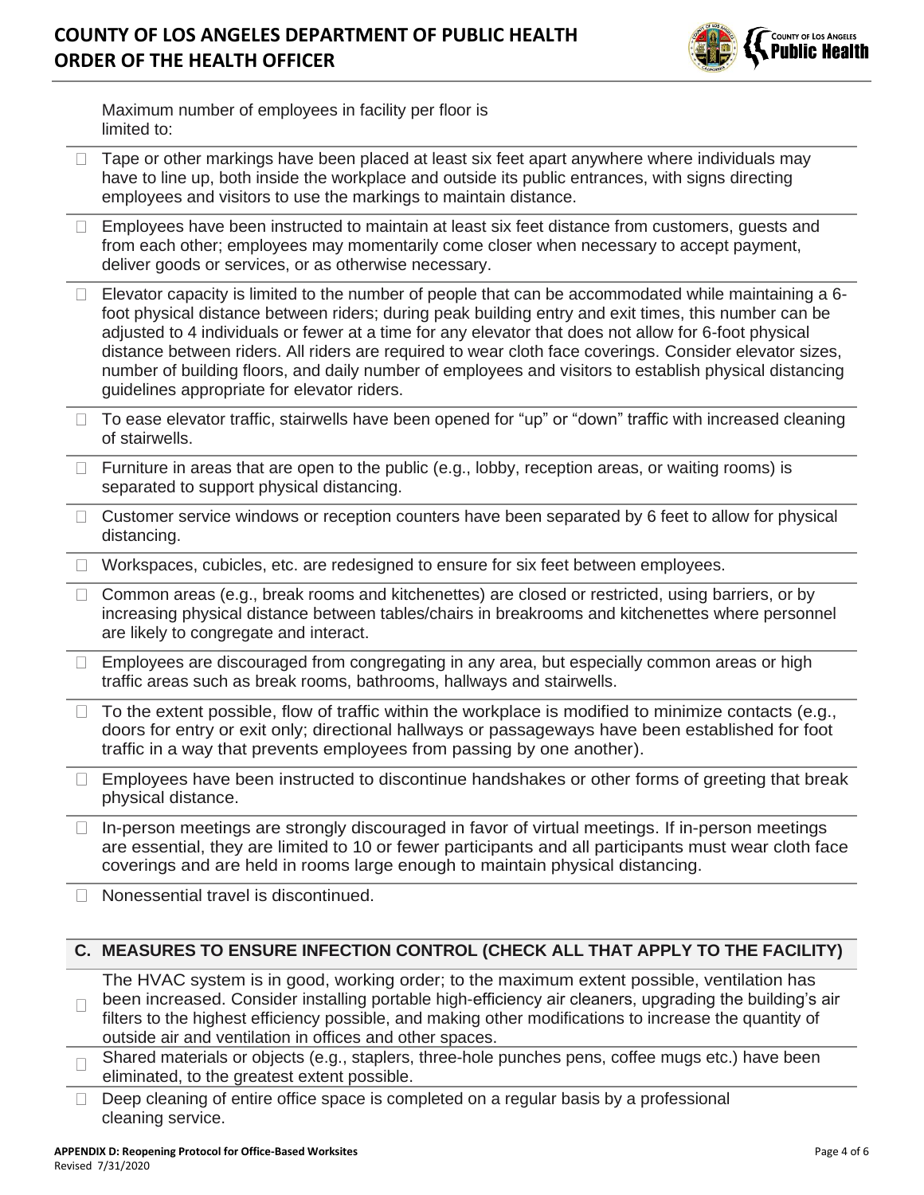Maximum number of employees in facility per floor is limited to:

- ☐ Tape or other markings have been placed at least six feet apart anywhere where individuals may have to line up, both inside the workplace and outside its public entrances, with signs directing employees and visitors to use the markings to maintain distance.
- ☐ Employees have been instructed to maintain at least six feet distance from customers, guests and from each other; employees may momentarily come closer when necessary to accept payment, deliver goods or services, or as otherwise necessary.
- ☐ Elevator capacity is limited to the number of people that can be accommodated while maintaining a 6-foot physical distance between riders; during peak building entry and exit times, this number can be adjusted to 4 individuals or fewer at a time for any elevator that does not allow for 6-foot physical distance between riders. All riders are required to wear cloth face coverings. Consider elevator sizes, number of building floors, and daily number of employees and visitors to establish physical distancing guidelines appropriate for elevator riders.
- ☐ To ease elevator traffic, stairwells have been opened for "up" or "down" traffic with increased cleaning of stairwells.
- ☐ Furniture in areas that are open to the public (e.g., lobby, reception areas, or waiting rooms) is separated to support physical distancing.
- ☐ Customer service windows or reception counters have been separated by 6 feet to allow for physical distancing.
- ☐ Workspaces, cubicles, etc. are redesigned to ensure for six feet between employees.
- ☐ Common areas (e.g., break rooms and kitchenettes) are closed or restricted, using barriers, or by increasing physical distance between tables/chairs in breakrooms and kitchenettes where personnel are likely to congregate and interact.
- ☐ Employees are discouraged from congregating in any area, but especially common areas or high traffic areas such as break rooms, bathrooms, hallways and stairwells.
- ☐ To the extent possible, flow of traffic within the workplace is modified to minimize contacts (e.g., doors for entry or exit only; directional hallways or passageways have been established for foot traffic in a way that prevents employees from passing by one another).
- ☐ Employees have been instructed to discontinue handshakes or other forms of greeting that break physical distance.
- ☐ In-person meetings are strongly discouraged in favor of virtual meetings. If in-person meetings are essential, they are limited to 10 or fewer participants and all participants must wear cloth face coverings and are held in rooms large enough to maintain physical distancing.
- ☐ Nonessential travel is discontinued.

## C. MEASURES TO ENSURE INFECTION CONTROL (CHECK ALL THAT APPLY TO THE FACILITY)

- ☐ The HVAC system is in good, working order; to the maximum extent possible, ventilation has been increased. Consider installing portable high-efficiency air cleaners, upgrading the building's air filters to the highest efficiency possible, and making other modifications to increase the quantity of outside air and ventilation in offices and other spaces.
- ☐ Shared materials or objects (e.g., staplers, three-hole punches pens, coffee mugs etc.) have been eliminated, to the greatest extent possible.
- ☐ Deep cleaning of entire office space is completed on a regular basis by a professional cleaning service.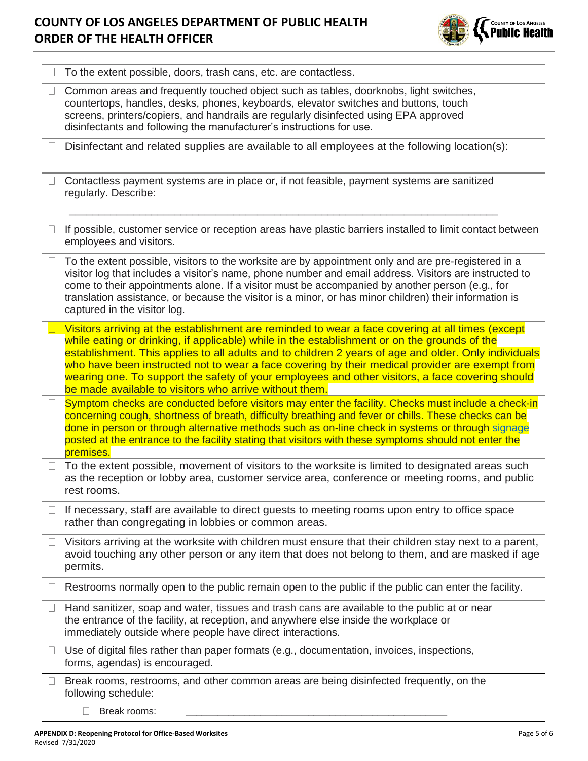- ☐ To the extent possible, doors, trash cans, etc. are contactless.
- ☐ Common areas and frequently touched object such as tables, doorknobs, light switches, countertops, handles, desks, phones, keyboards, elevator switches and buttons, touch screens, printers/copiers, and handrails are regularly disinfected using EPA approved disinfectants and following the manufacturer's instructions for use.
- ☐ Disinfectant and related supplies are available to all employees at the following location(s):
- ☐ Contactless payment systems are in place or, if not feasible, payment systems are sanitized regularly. Describe:

  ________________________________________________________________________

- ☐ If possible, customer service or reception areas have plastic barriers installed to limit contact between employees and visitors.
- ☐ To the extent possible, visitors to the worksite are by appointment only and are pre-registered in a visitor log that includes a visitor's name, phone number and email address. Visitors are instructed to come to their appointments alone. If a visitor must be accompanied by another person (e.g., for translation assistance, or because the visitor is a minor, or has minor children) their information is captured in the visitor log.
- ☐ Visitors arriving at the establishment are reminded to wear a face covering at all times (except while eating or drinking, if applicable) while in the establishment or on the grounds of the establishment. This applies to all adults and to children 2 years of age and older. Only individuals who have been instructed not to wear a face covering by their medical provider are exempt from wearing one. To support the safety of your employees and other visitors, a face covering should be made available to visitors who arrive without them.
- ☐ Symptom checks are conducted before visitors may enter the facility. Checks must include a check-in concerning cough, shortness of breath, difficulty breathing and fever or chills. These checks can be done in person or through alternative methods such as on-line check in systems or through signage posted at the entrance to the facility stating that visitors with these symptoms should not enter the premises.
- ☐ To the extent possible, movement of visitors to the worksite is limited to designated areas such as the reception or lobby area, customer service area, conference or meeting rooms, and public rest rooms.
- ☐ If necessary, staff are available to direct guests to meeting rooms upon entry to office space rather than congregating in lobbies or common areas.
- ☐ Visitors arriving at the worksite with children must ensure that their children stay next to a parent, avoid touching any other person or any item that does not belong to them, and are masked if age permits.
- ☐ Restrooms normally open to the public remain open to the public if the public can enter the facility.
- ☐ Hand sanitizer, soap and water, tissues and trash cans are available to the public at or near the entrance of the facility, at reception, and anywhere else inside the workplace or immediately outside where people have direct interactions.
- ☐ Use of digital files rather than paper formats (e.g., documentation, invoices, inspections, forms, agendas) is encouraged.
- ☐ Break rooms, restrooms, and other common areas are being disinfected frequently, on the following schedule:
  - ☐ Break rooms: ______________________________________________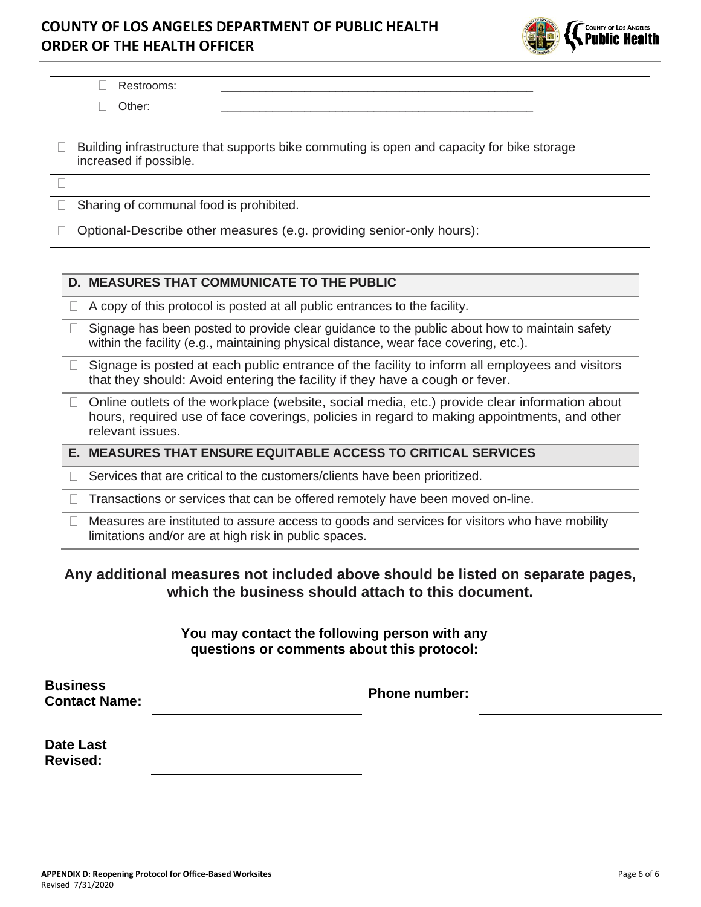- ☐ Restrooms: ______________________________________________
- ☐ Other: ______________________________________________

☐ Building infrastructure that supports bike commuting is open and capacity for bike storage increased if possible.

☐

☐ Sharing of communal food is prohibited.

☐ Optional-Describe other measures (e.g. providing senior-only hours):

## D. MEASURES THAT COMMUNICATE TO THE PUBLIC

☐ A copy of this protocol is posted at all public entrances to the facility.

☐ Signage has been posted to provide clear guidance to the public about how to maintain safety within the facility (e.g., maintaining physical distance, wear face covering, etc.).

☐ Signage is posted at each public entrance of the facility to inform all employees and visitors that they should: Avoid entering the facility if they have a cough or fever.

☐ Online outlets of the workplace (website, social media, etc.) provide clear information about hours, required use of face coverings, policies in regard to making appointments, and other relevant issues.

## E. MEASURES THAT ENSURE EQUITABLE ACCESS TO CRITICAL SERVICES

☐ Services that are critical to the customers/clients have been prioritized.

☐ Transactions or services that can be offered remotely have been moved on-line.

☐ Measures are instituted to assure access to goods and services for visitors who have mobility limitations and/or are at high risk in public spaces.

**Any additional measures not included above should be listed on separate pages, which the business should attach to this document.**

**You may contact the following person with any questions or comments about this protocol:**

**Business Contact Name:** ____________________ **Phone number:** ____________________

**Date Last Revised:** ____________________

**APPENDIX D: Reopening Protocol for Office-Based Worksites**
Revised 7/31/2020